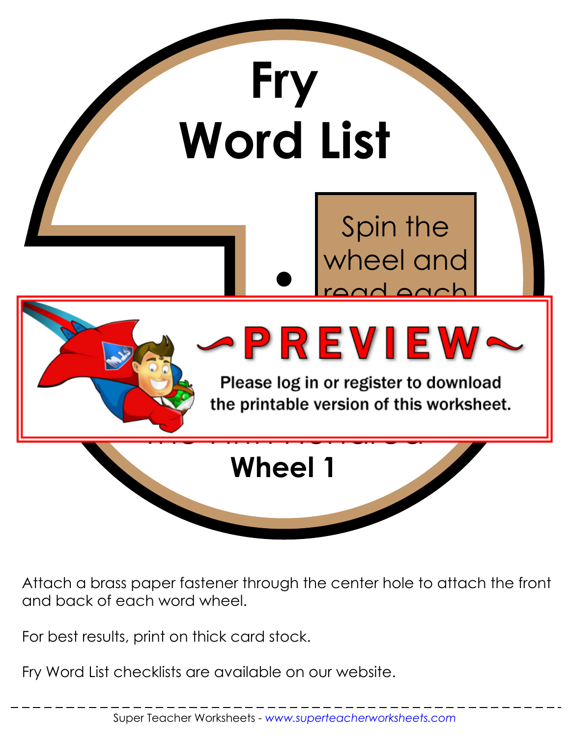# Fry Word List

Spin the wheel and read each

**Wheel 1**

Attach a brass paper fastener through the center hole to attach the front and back of each word wheel.

For best results, print on thick card stock.

Fry Word List checklists are available on our website.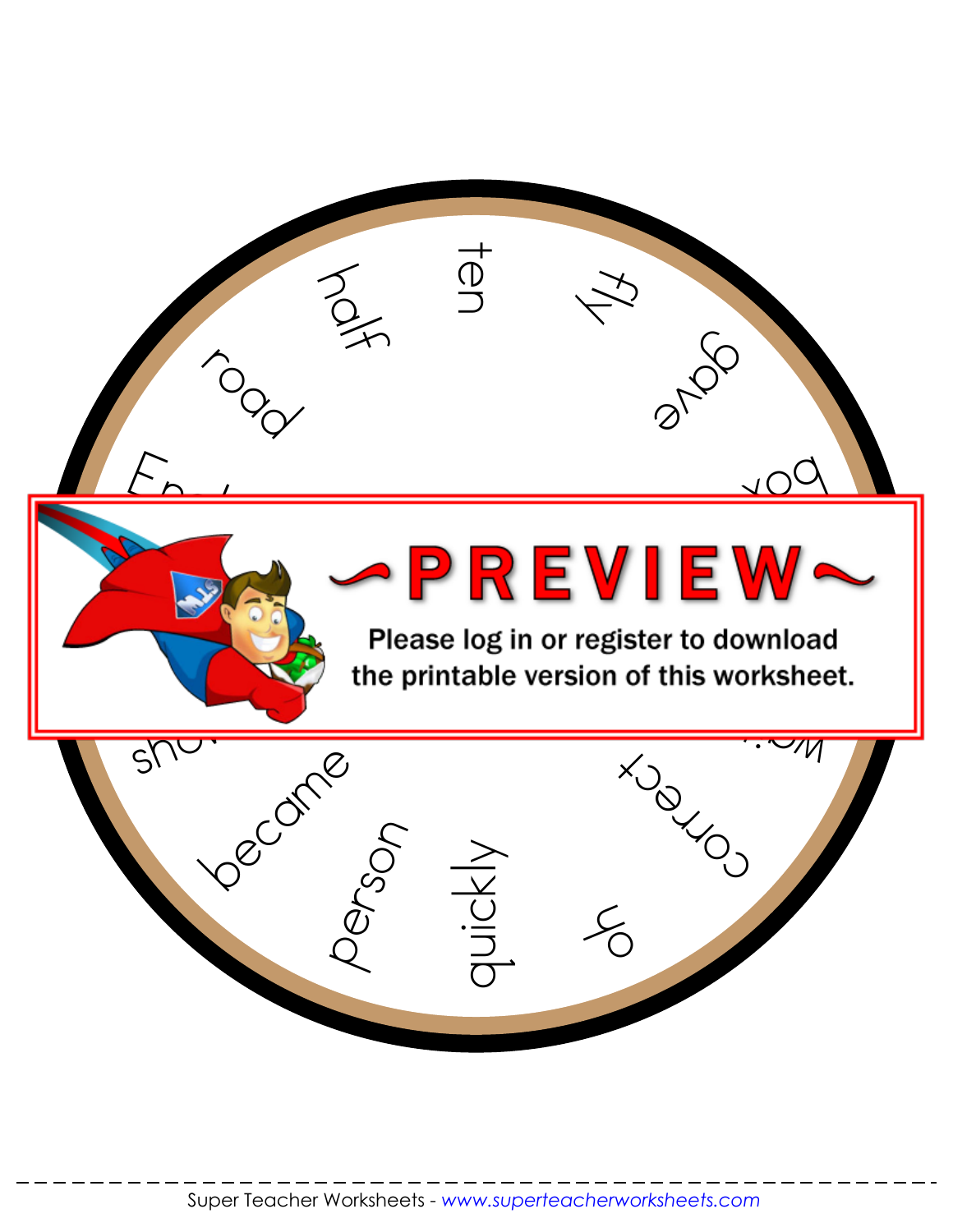ten

fly

gave

box

half

road

En...

sho...

became

person

quickly

oh

correct

w...

~PREVIEW~

Please log in or register to download the printable version of this worksheet.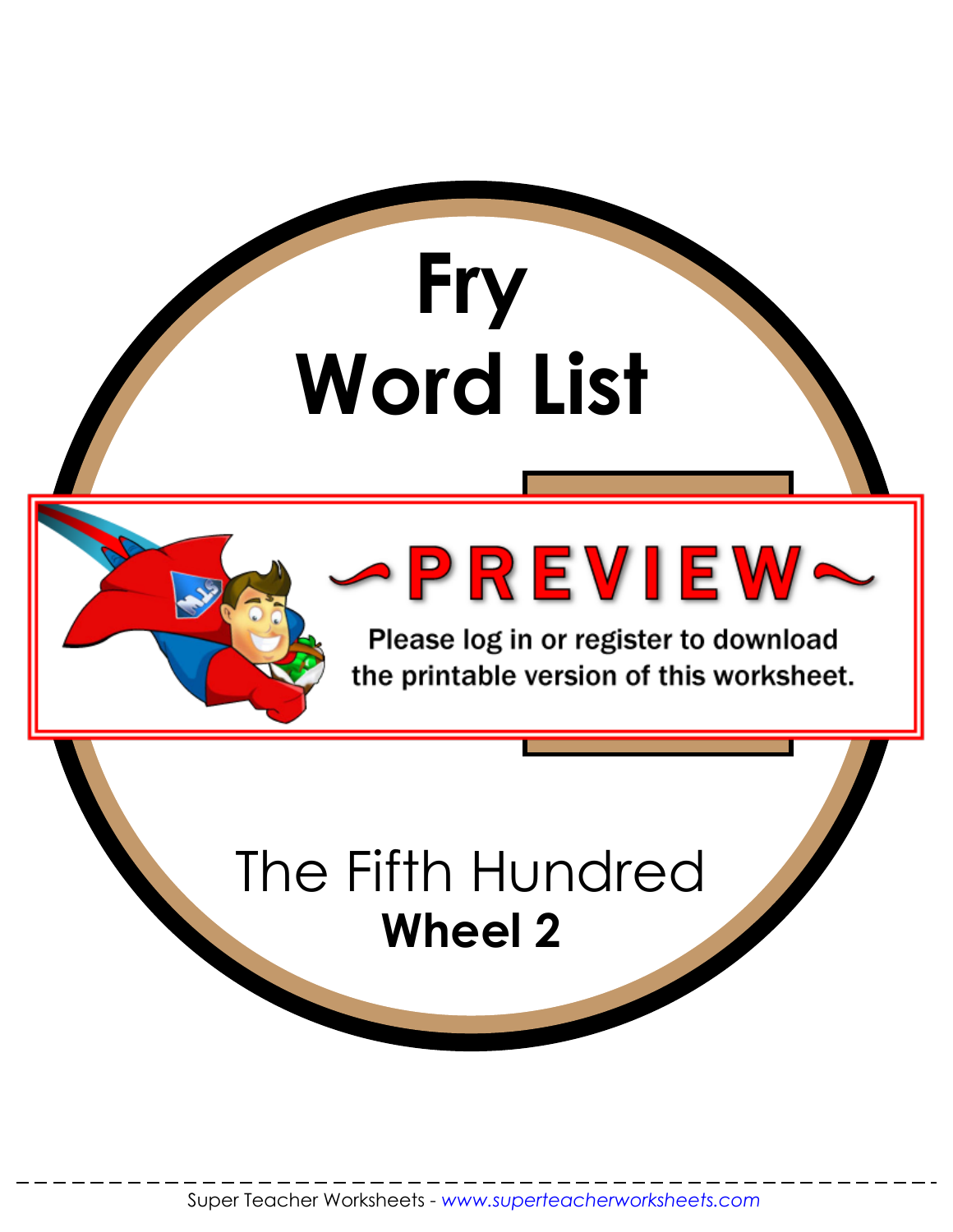# Fry Word List

~PREVIEW~

Please log in or register to download the printable version of this worksheet.

The Fifth Hundred

**Wheel 2**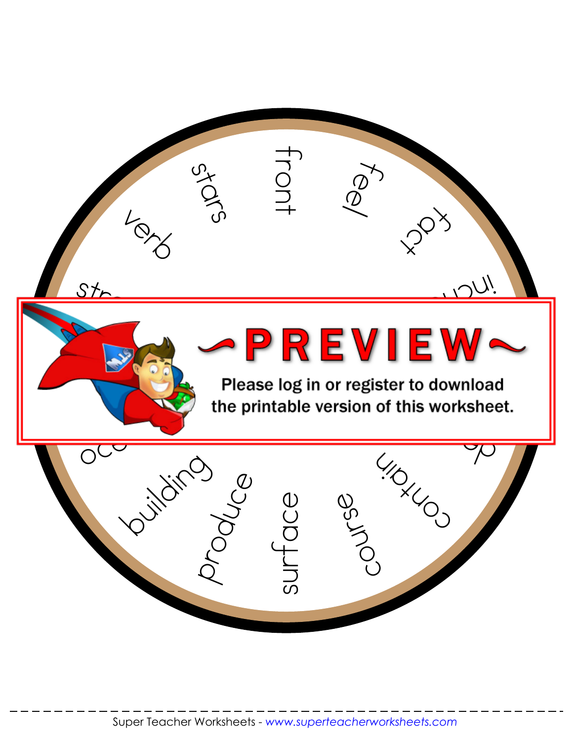stars

front

feel

verb

fact

str

inch

~PREVIEW~

Please log in or register to download the printable version of this worksheet.

oce

building

produce

surface

course

contain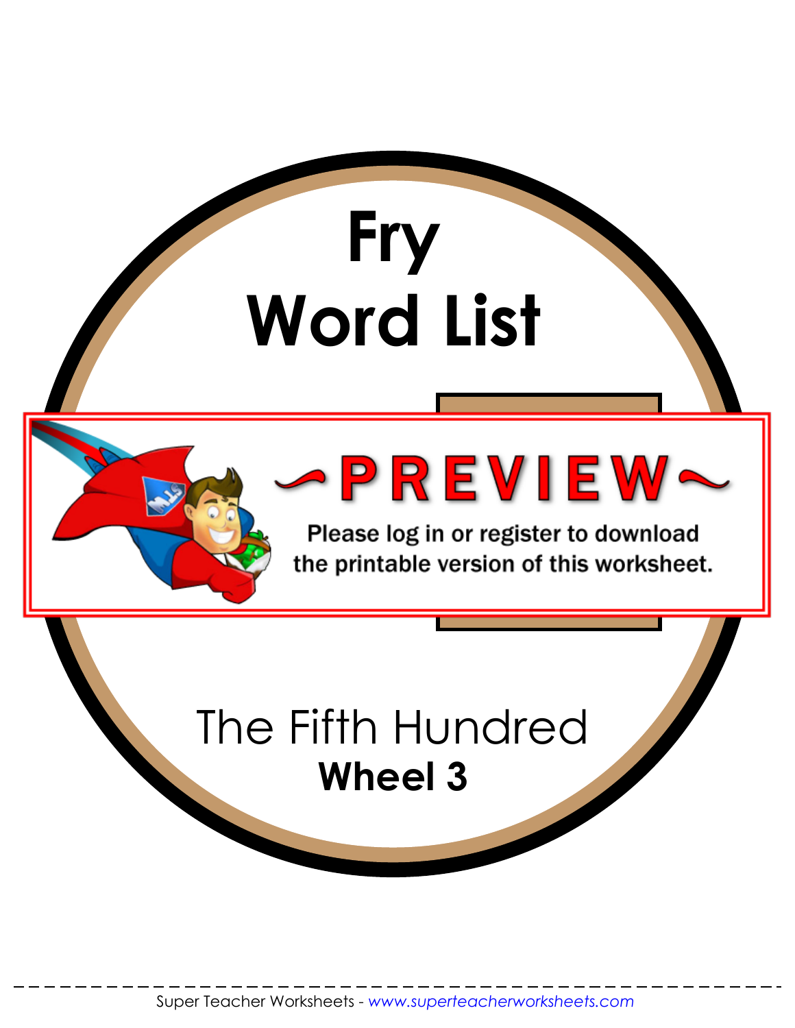# Fry Word List

The Fifth Hundred

**Wheel 3**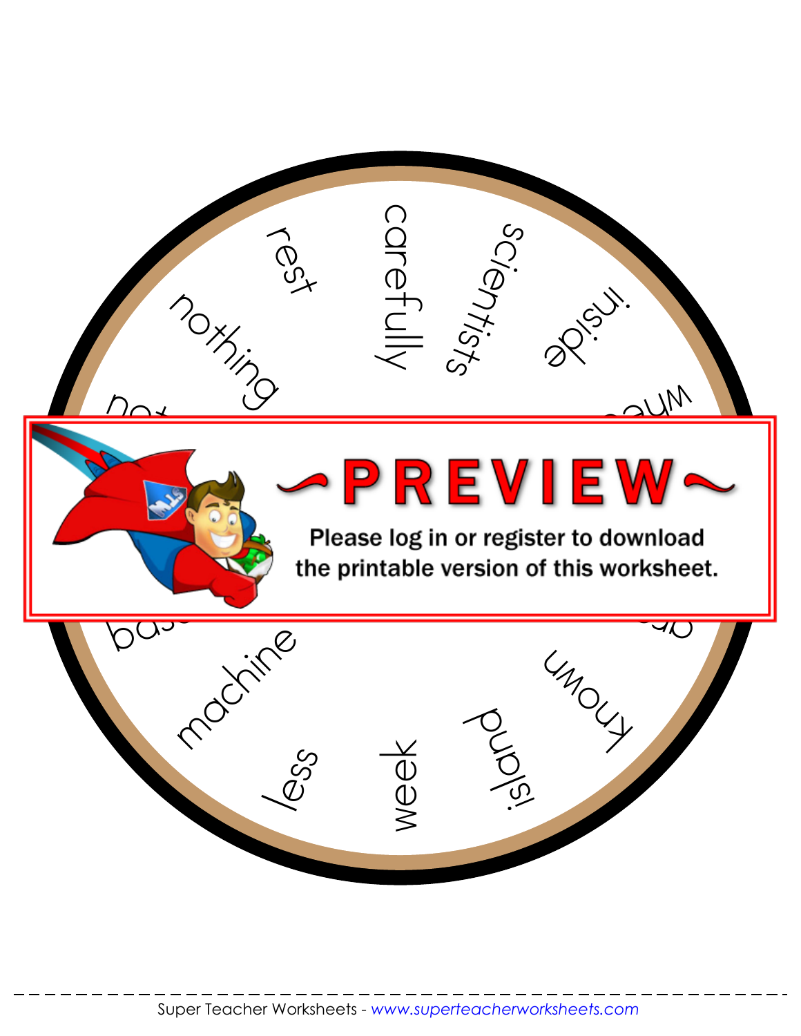rest

carefully

scientists

inside

nothing

machine

less

week

island

known

Please log in or register to download the printable version of this worksheet.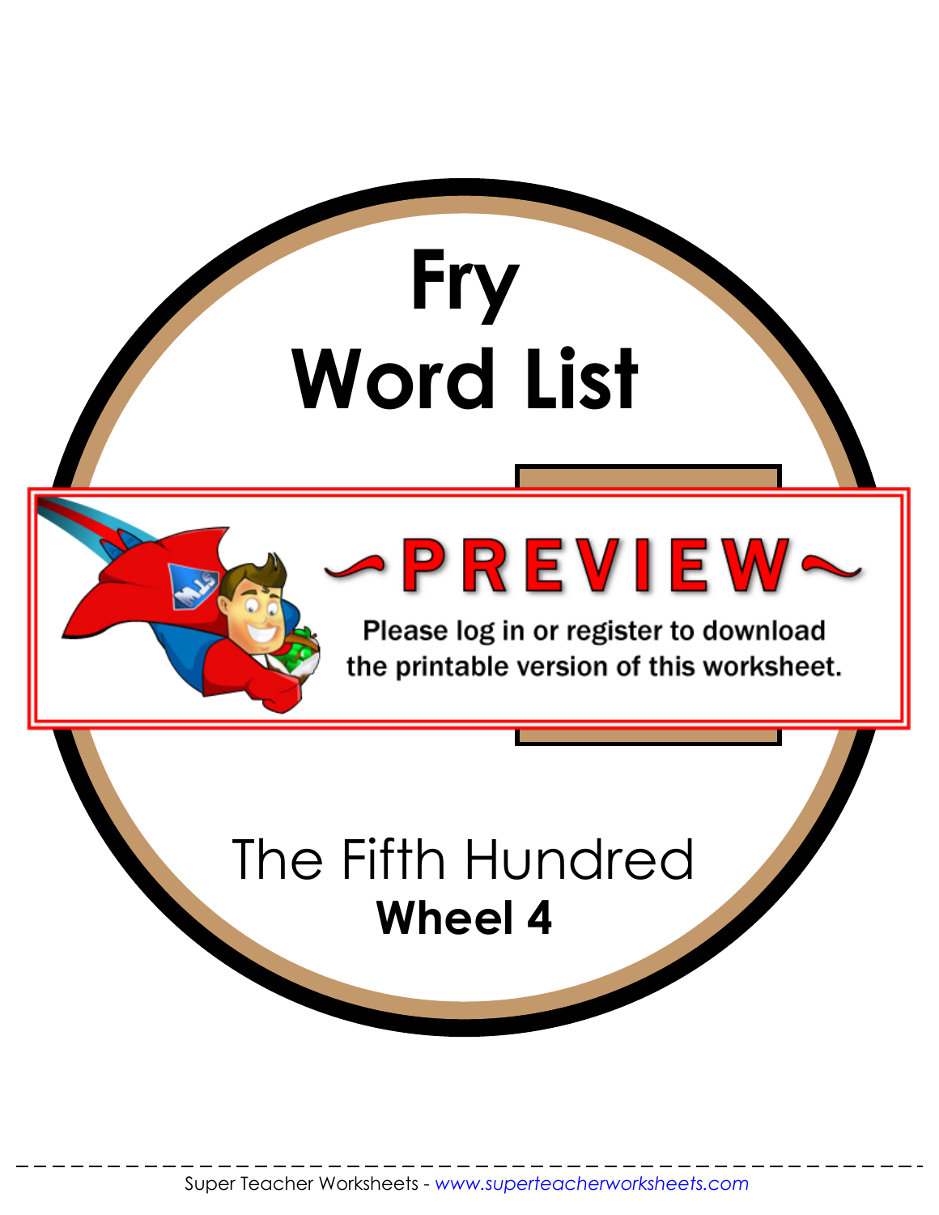# Fry Word List

The Fifth Hundred

**Wheel 4**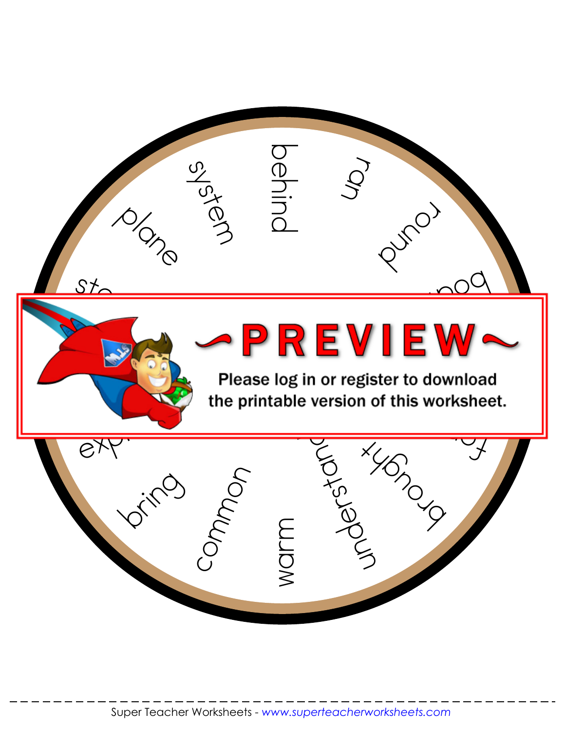system

behind

ran

plane

round

bring

common

warm

understand

brought

~PREVIEW~

Please log in or register to download the printable version of this worksheet.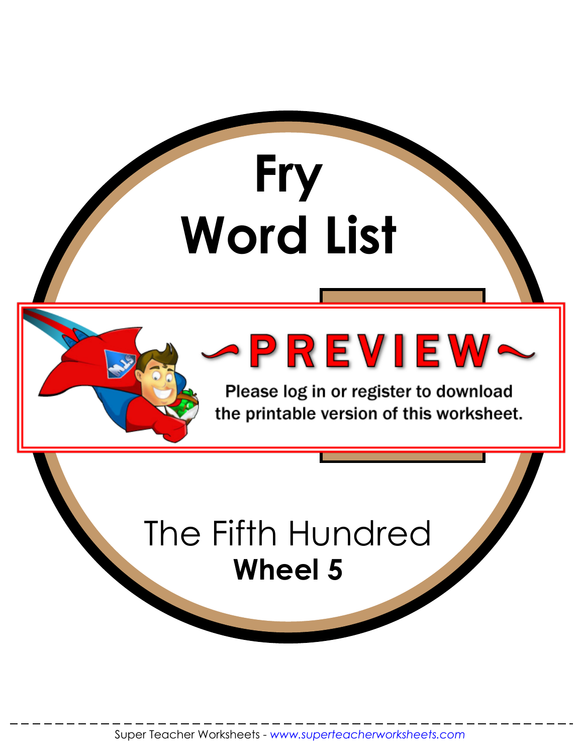# Fry Word List

## The Fifth Hundred

**Wheel 5**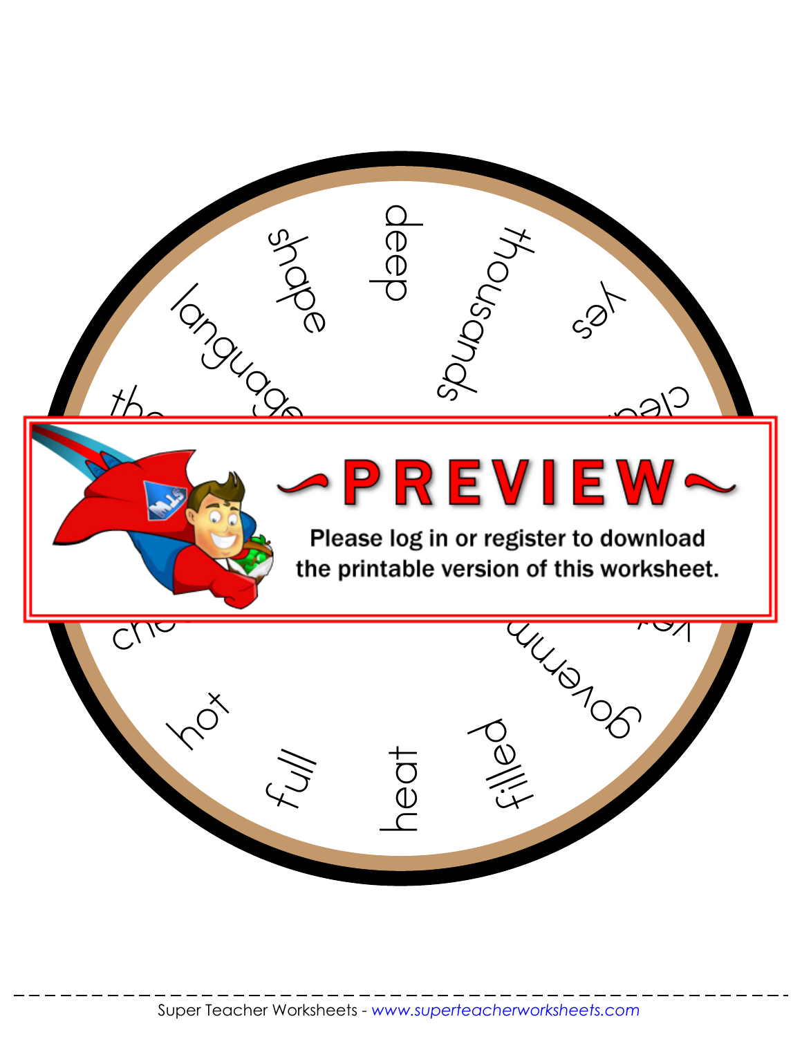shape

deep

thousands

yes

language

hot

full

heat

filled

~PREVIEW~

Please log in or register to download the printable version of this worksheet.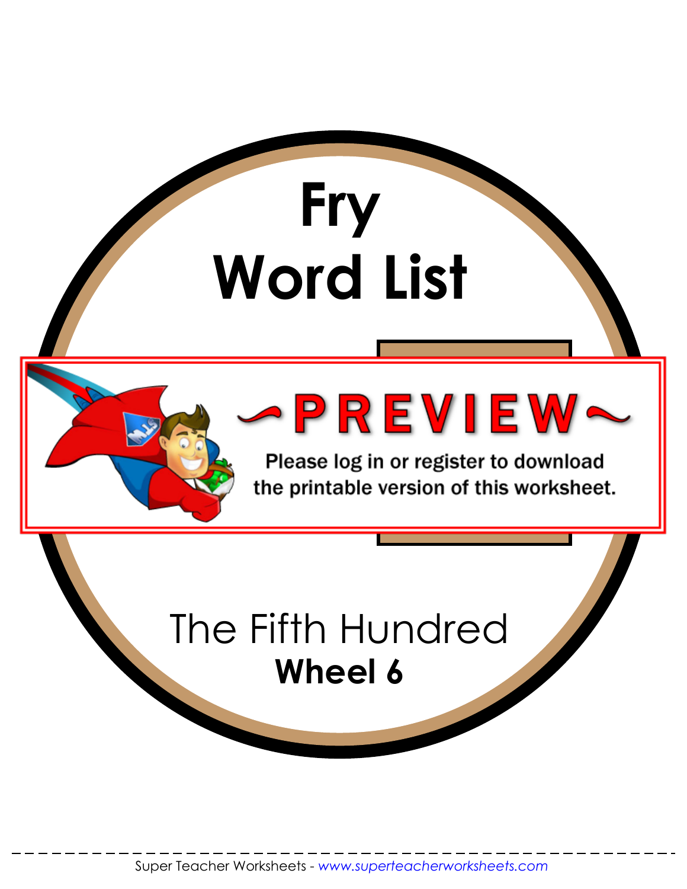# Fry Word List

~PREVIEW~

Please log in or register to download the printable version of this worksheet.

The Fifth Hundred

**Wheel 6**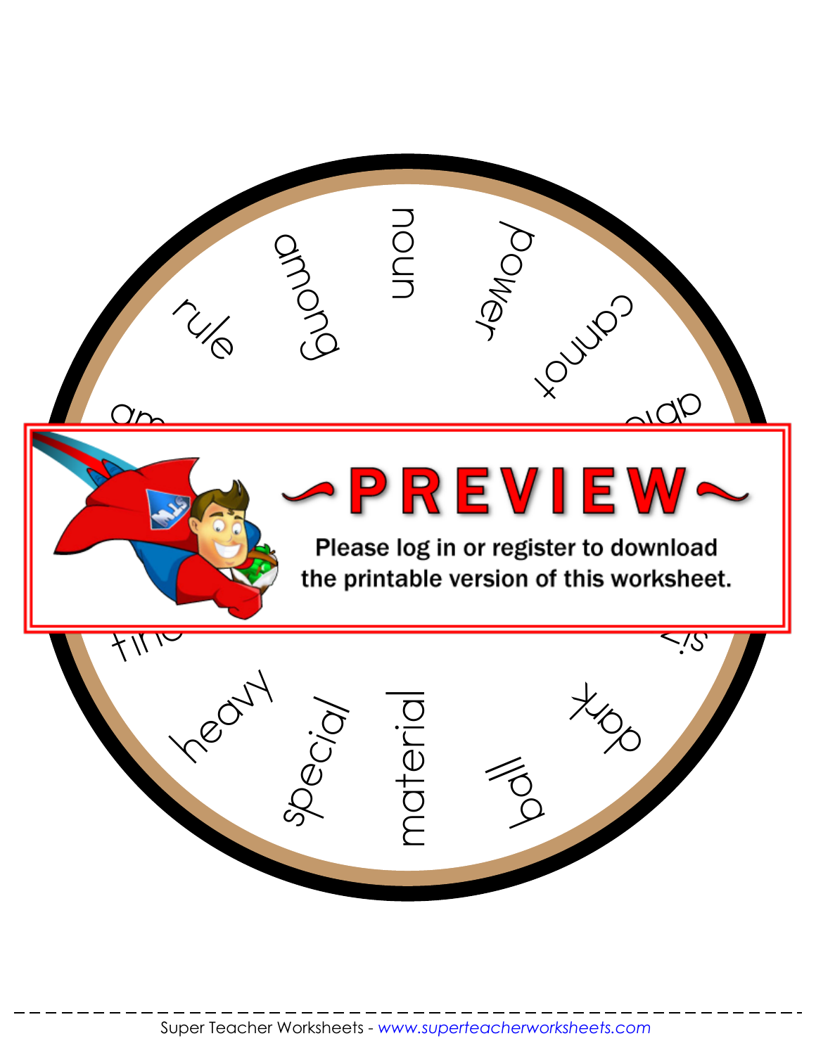noun

power

cannot

able

six

dark

ball

material

special

heavy

fine

among

rule

~PREVIEW~

Please log in or register to download the printable version of this worksheet.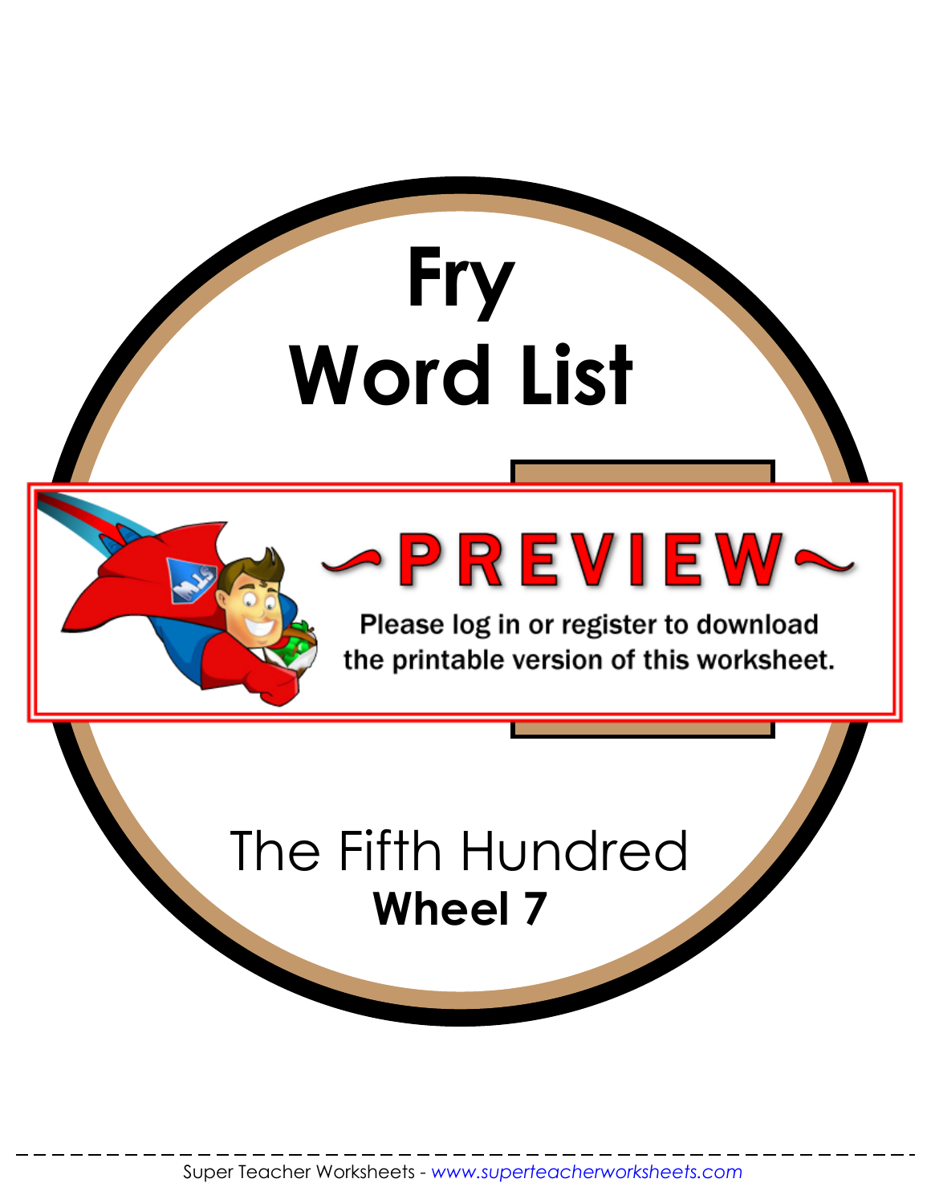# Fry Word List

~PREVIEW~

Please log in or register to download the printable version of this worksheet.

The Fifth Hundred

**Wheel 7**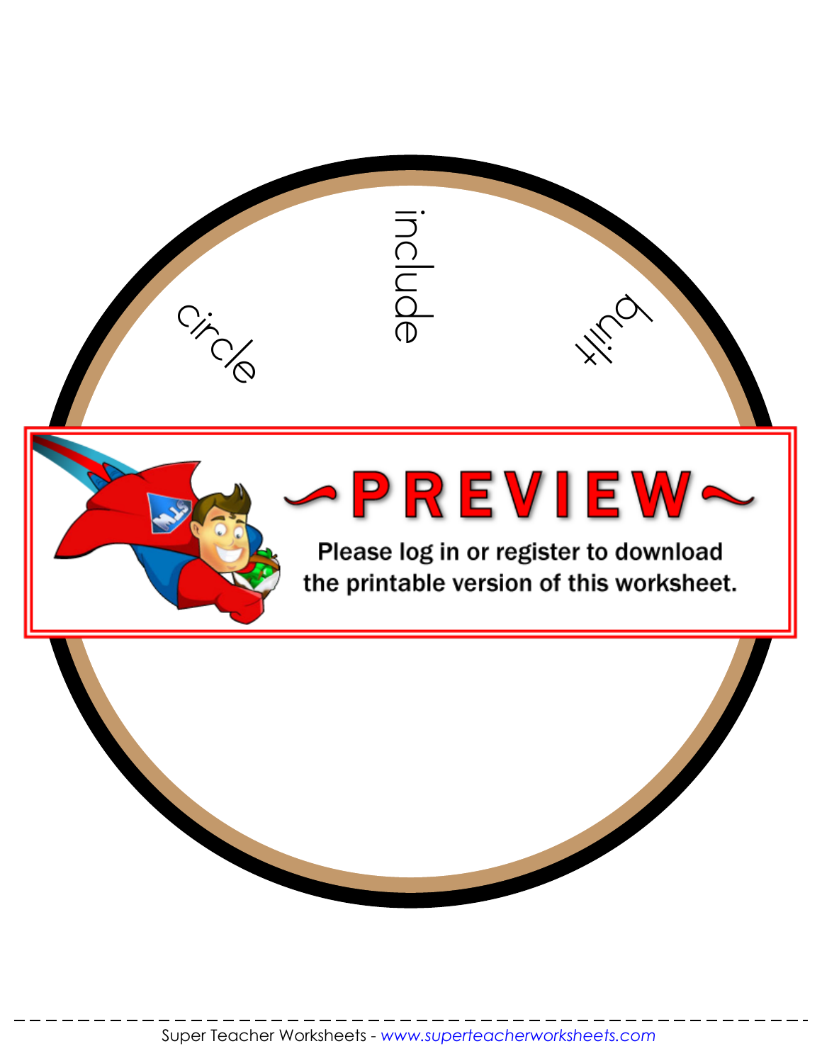circle

include

built

~PREVIEW~

Please log in or register to download the printable version of this worksheet.